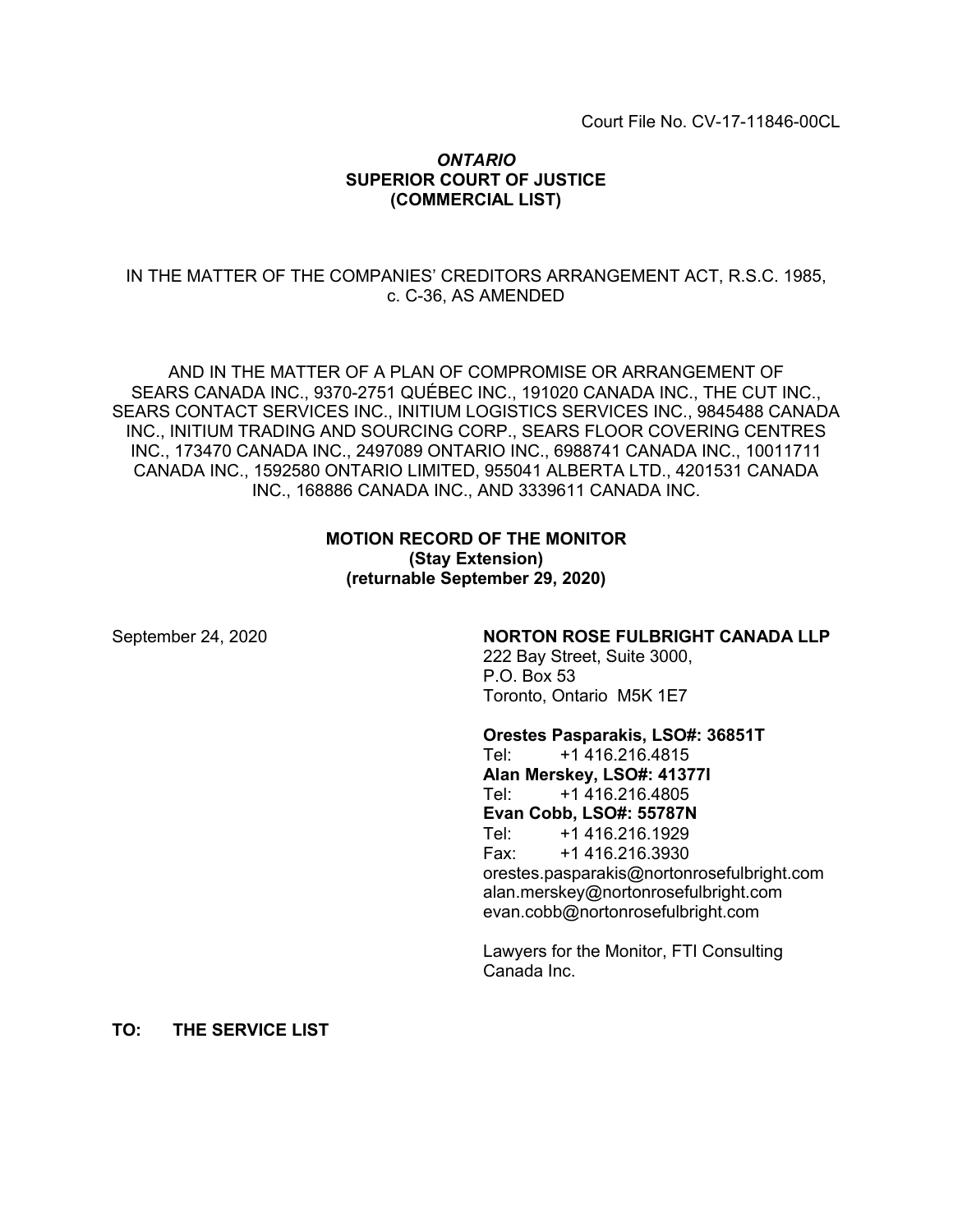Court File No. CV-17-11846-00CL

***ONTARIO***
**SUPERIOR COURT OF JUSTICE**
**(COMMERCIAL LIST)**

IN THE MATTER OF THE COMPANIES' CREDITORS ARRANGEMENT ACT, R.S.C. 1985, c. C-36, AS AMENDED

AND IN THE MATTER OF A PLAN OF COMPROMISE OR ARRANGEMENT OF SEARS CANADA INC., 9370-2751 QUÉBEC INC., 191020 CANADA INC., THE CUT INC., SEARS CONTACT SERVICES INC., INITIUM LOGISTICS SERVICES INC., 9845488 CANADA INC., INITIUM TRADING AND SOURCING CORP., SEARS FLOOR COVERING CENTRES INC., 173470 CANADA INC., 2497089 ONTARIO INC., 6988741 CANADA INC., 10011711 CANADA INC., 1592580 ONTARIO LIMITED, 955041 ALBERTA LTD., 4201531 CANADA INC., 168886 CANADA INC., AND 3339611 CANADA INC.

**MOTION RECORD OF THE MONITOR**
**(Stay Extension)**
**(returnable September 29, 2020)**

September 24, 2020

**NORTON ROSE FULBRIGHT CANADA LLP**
222 Bay Street, Suite 3000,
P.O. Box 53
Toronto, Ontario M5K 1E7

**Orestes Pasparakis, LSO#: 36851T**
Tel: +1 416.216.4815
**Alan Merskey, LSO#: 41377I**
Tel: +1 416.216.4805
**Evan Cobb, LSO#: 55787N**
Tel: +1 416.216.1929
Fax: +1 416.216.3930
orestes.pasparakis@nortonrosefulbright.com
alan.merskey@nortonrosefulbright.com
evan.cobb@nortonrosefulbright.com

Lawyers for the Monitor, FTI Consulting Canada Inc.

**TO: THE SERVICE LIST**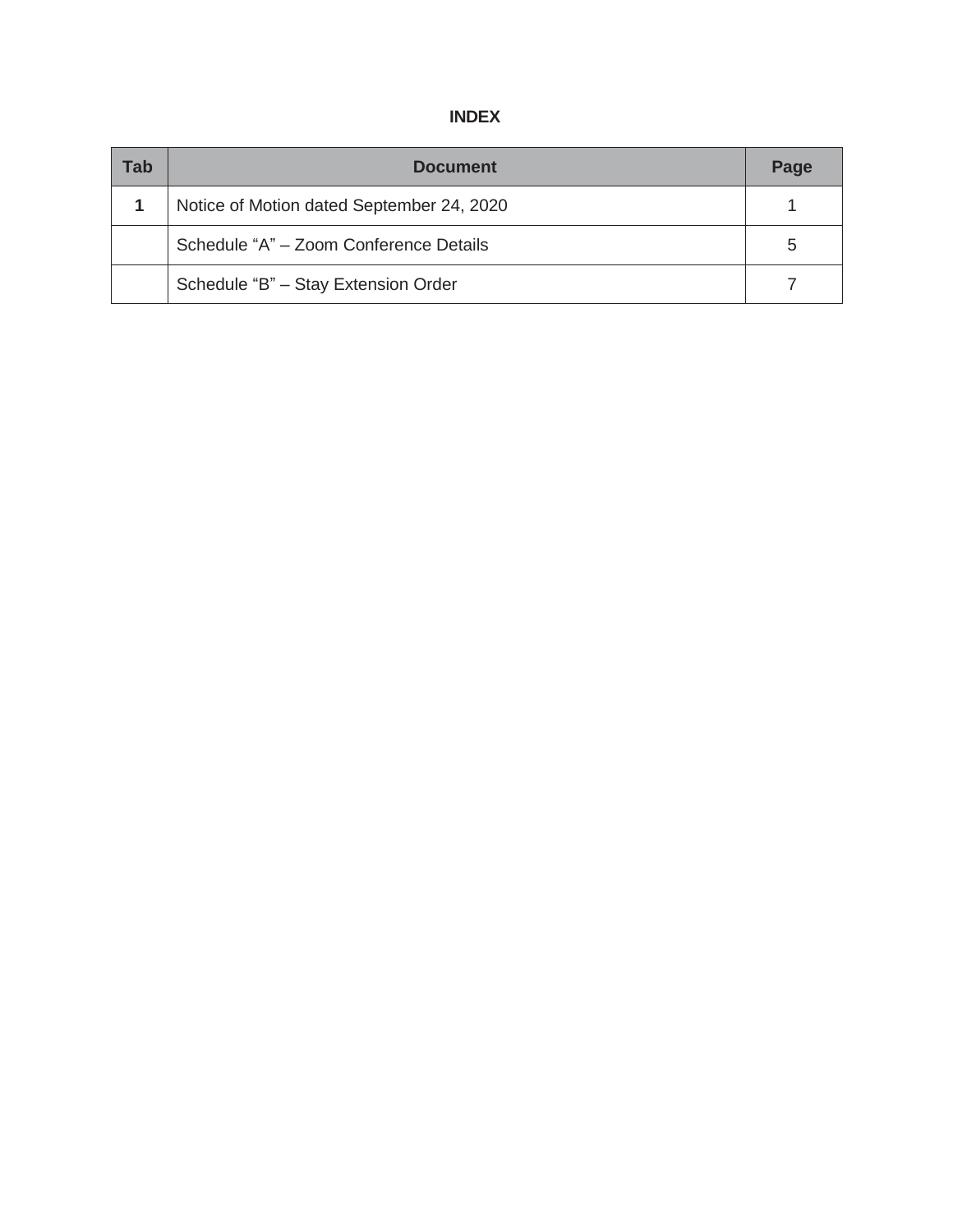# INDEX

| Tab | Document | Page |
| --- | --- | --- |
| **1** | Notice of Motion dated September 24, 2020 | 1 |
| | Schedule “A” – Zoom Conference Details | 5 |
| | Schedule “B” – Stay Extension Order | 7 |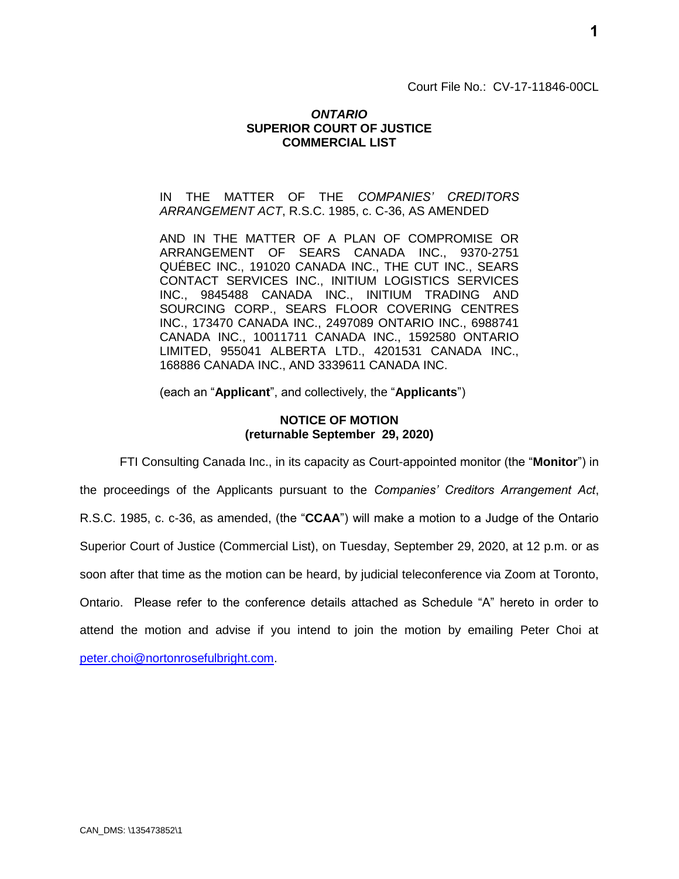Court File No.: CV-17-11846-00CL

***ONTARIO***
**SUPERIOR COURT OF JUSTICE**
**COMMERCIAL LIST**

IN THE MATTER OF THE *COMPANIES' CREDITORS ARRANGEMENT ACT*, R.S.C. 1985, c. C-36, AS AMENDED

AND IN THE MATTER OF A PLAN OF COMPROMISE OR ARRANGEMENT OF SEARS CANADA INC., 9370-2751 QUÉBEC INC., 191020 CANADA INC., THE CUT INC., SEARS CONTACT SERVICES INC., INITIUM LOGISTICS SERVICES INC., 9845488 CANADA INC., INITIUM TRADING AND SOURCING CORP., SEARS FLOOR COVERING CENTRES INC., 173470 CANADA INC., 2497089 ONTARIO INC., 6988741 CANADA INC., 10011711 CANADA INC., 1592580 ONTARIO LIMITED, 955041 ALBERTA LTD., 4201531 CANADA INC., 168886 CANADA INC., AND 3339611 CANADA INC.

(each an "**Applicant**", and collectively, the "**Applicants**")

**NOTICE OF MOTION**
**(returnable September 29, 2020)**

FTI Consulting Canada Inc., in its capacity as Court-appointed monitor (the "**Monitor**") in the proceedings of the Applicants pursuant to the *Companies' Creditors Arrangement Act*, R.S.C. 1985, c. c-36, as amended, (the "**CCAA**") will make a motion to a Judge of the Ontario Superior Court of Justice (Commercial List), on Tuesday, September 29, 2020, at 12 p.m. or as soon after that time as the motion can be heard, by judicial teleconference via Zoom at Toronto, Ontario. Please refer to the conference details attached as Schedule "A" hereto in order to attend the motion and advise if you intend to join the motion by emailing Peter Choi at peter.choi@nortonrosefulbright.com.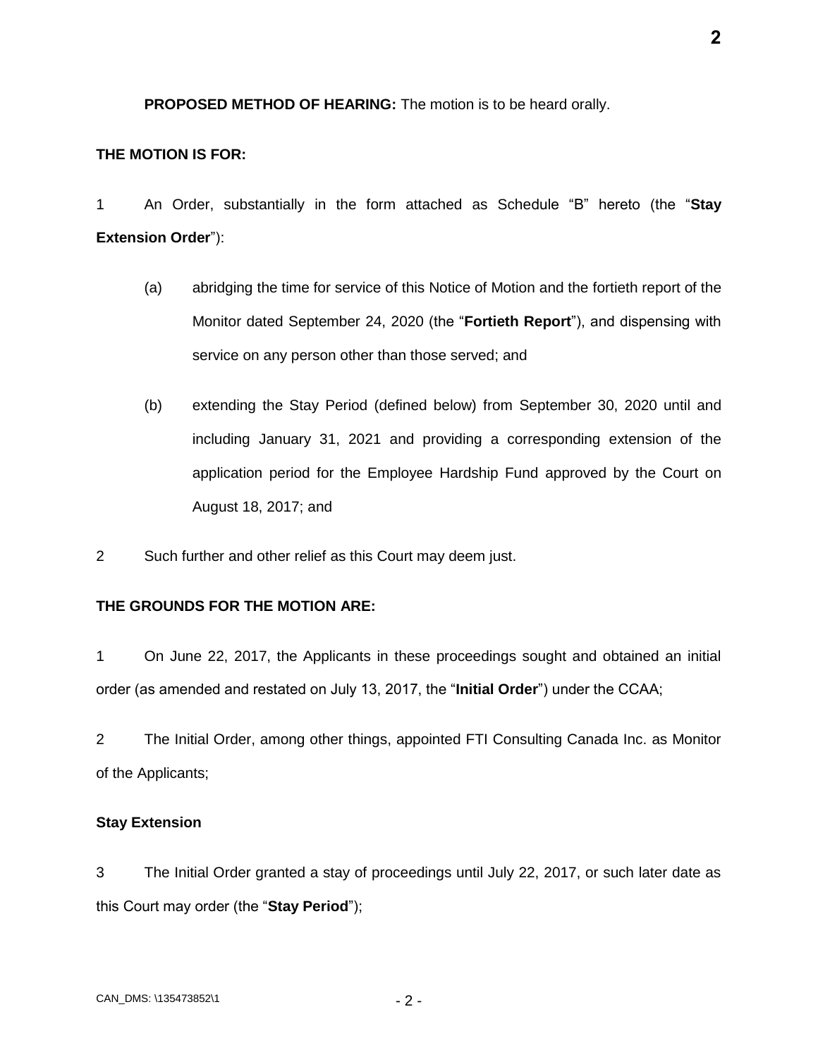**PROPOSED METHOD OF HEARING:** The motion is to be heard orally.

**THE MOTION IS FOR:**

1 An Order, substantially in the form attached as Schedule "B" hereto (the "**Stay Extension Order**"):

(a) abridging the time for service of this Notice of Motion and the fortieth report of the Monitor dated September 24, 2020 (the "**Fortieth Report**"), and dispensing with service on any person other than those served; and

(b) extending the Stay Period (defined below) from September 30, 2020 until and including January 31, 2021 and providing a corresponding extension of the application period for the Employee Hardship Fund approved by the Court on August 18, 2017; and

2 Such further and other relief as this Court may deem just.

**THE GROUNDS FOR THE MOTION ARE:**

1 On June 22, 2017, the Applicants in these proceedings sought and obtained an initial order (as amended and restated on July 13, 2017, the "**Initial Order**") under the CCAA;

2 The Initial Order, among other things, appointed FTI Consulting Canada Inc. as Monitor of the Applicants;

**Stay Extension**

3 The Initial Order granted a stay of proceedings until July 22, 2017, or such later date as this Court may order (the "**Stay Period**");

CAN_DMS: \135473852\1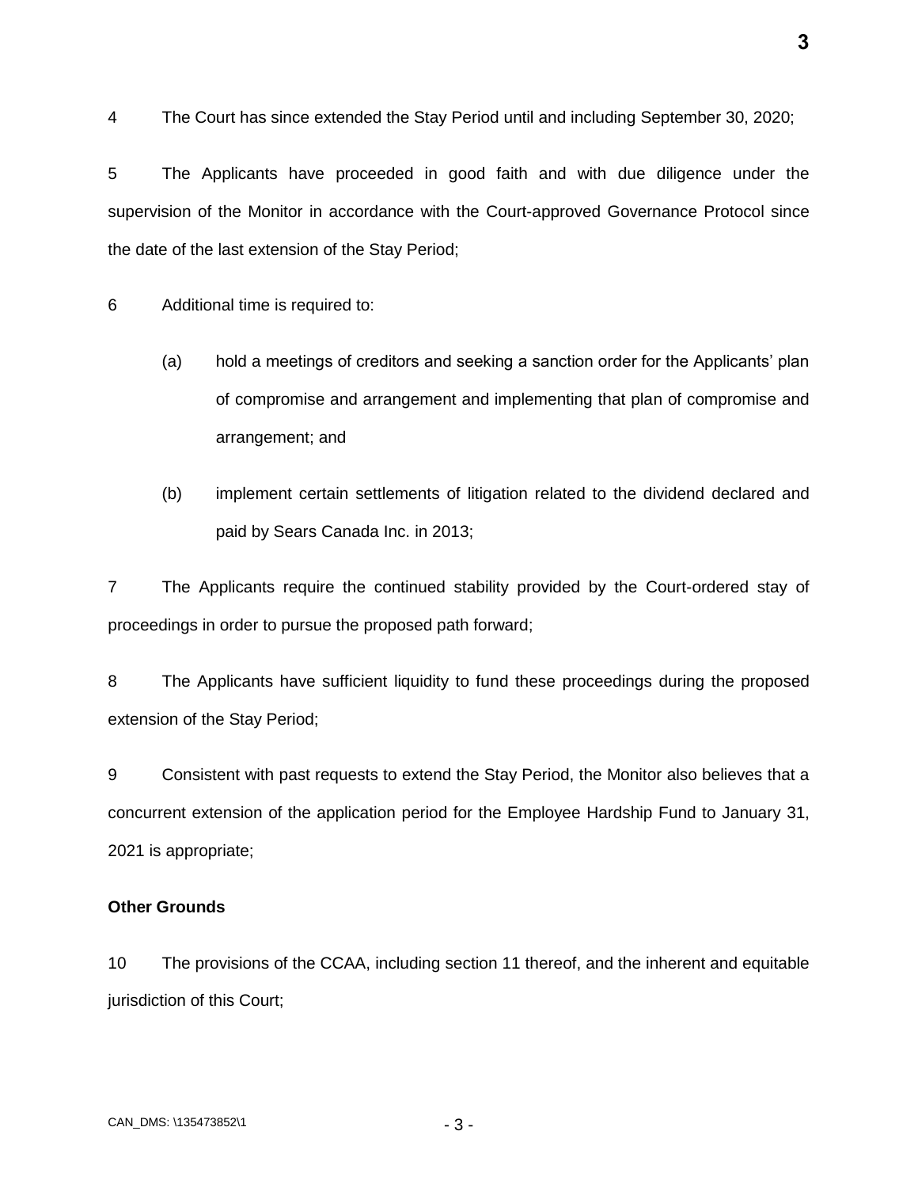4 The Court has since extended the Stay Period until and including September 30, 2020;

5 The Applicants have proceeded in good faith and with due diligence under the supervision of the Monitor in accordance with the Court-approved Governance Protocol since the date of the last extension of the Stay Period;

6 Additional time is required to:

(a) hold a meetings of creditors and seeking a sanction order for the Applicants' plan of compromise and arrangement and implementing that plan of compromise and arrangement; and

(b) implement certain settlements of litigation related to the dividend declared and paid by Sears Canada Inc. in 2013;

7 The Applicants require the continued stability provided by the Court-ordered stay of proceedings in order to pursue the proposed path forward;

8 The Applicants have sufficient liquidity to fund these proceedings during the proposed extension of the Stay Period;

9 Consistent with past requests to extend the Stay Period, the Monitor also believes that a concurrent extension of the application period for the Employee Hardship Fund to January 31, 2021 is appropriate;

**Other Grounds**

10 The provisions of the CCAA, including section 11 thereof, and the inherent and equitable jurisdiction of this Court;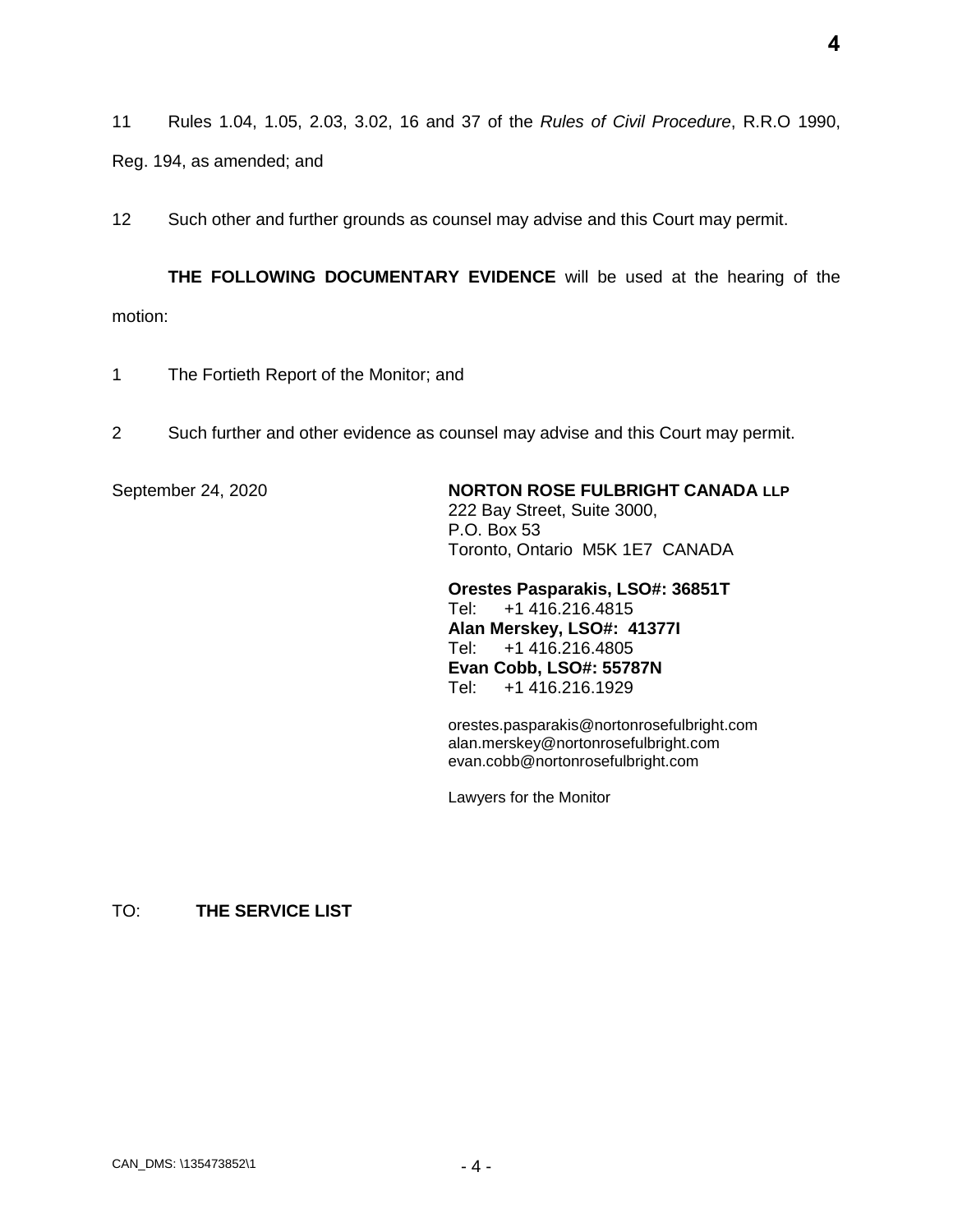11 Rules 1.04, 1.05, 2.03, 3.02, 16 and 37 of the *Rules of Civil Procedure*, R.R.O 1990, Reg. 194, as amended; and

12 Such other and further grounds as counsel may advise and this Court may permit.

**THE FOLLOWING DOCUMENTARY EVIDENCE** will be used at the hearing of the motion:

1 The Fortieth Report of the Monitor; and

2 Such further and other evidence as counsel may advise and this Court may permit.

September 24, 2020

**NORTON ROSE FULBRIGHT CANADA LLP**
222 Bay Street, Suite 3000,
P.O. Box 53
Toronto, Ontario M5K 1E7 CANADA

**Orestes Pasparakis, LSO#: 36851T**
Tel: +1 416.216.4815
**Alan Merskey, LSO#: 41377I**
Tel: +1 416.216.4805
**Evan Cobb, LSO#: 55787N**
Tel: +1 416.216.1929

orestes.pasparakis@nortonrosefulbright.com
alan.merskey@nortonrosefulbright.com
evan.cobb@nortonrosefulbright.com

Lawyers for the Monitor

TO: **THE SERVICE LIST**

CAN_DMS: \135473852\1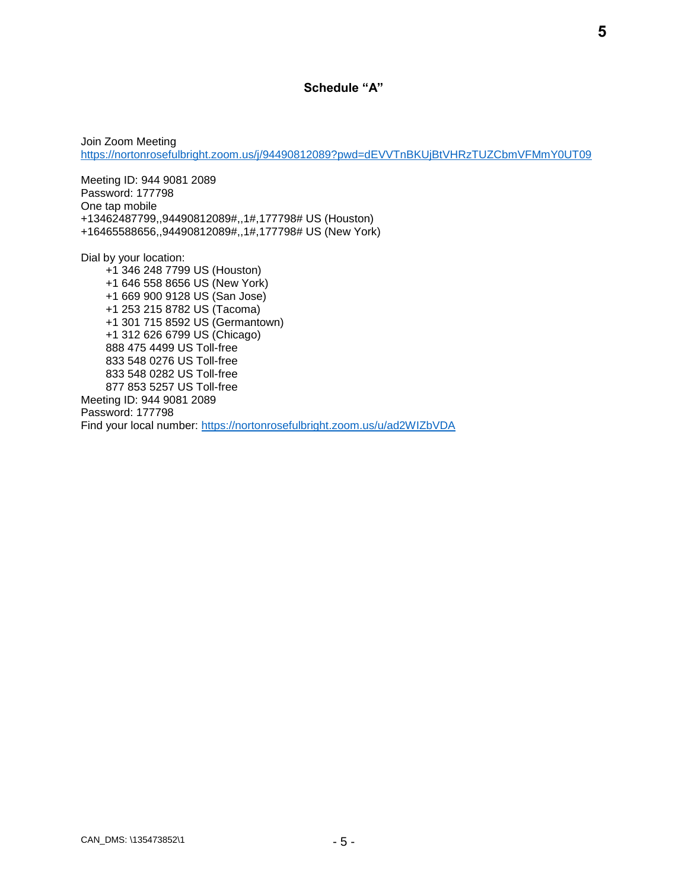## Schedule "A"

Join Zoom Meeting
https://nortonrosefulbright.zoom.us/j/94490812089?pwd=dEVVTnBKUjBtVHRzTUZCbmVFMmY0UT09

Meeting ID: 944 9081 2089
Password: 177798
One tap mobile
+13462487799,,94490812089#,,1#,177798# US (Houston)
+16465588656,,94490812089#,,1#,177798# US (New York)

Dial by your location:

- +1 346 248 7799 US (Houston)
- +1 646 558 8656 US (New York)
- +1 669 900 9128 US (San Jose)
- +1 253 215 8782 US (Tacoma)
- +1 301 715 8592 US (Germantown)
- +1 312 626 6799 US (Chicago)
- 888 475 4499 US Toll-free
- 833 548 0276 US Toll-free
- 833 548 0282 US Toll-free
- 877 853 5257 US Toll-free

Meeting ID: 944 9081 2089
Password: 177798
Find your local number: https://nortonrosefulbright.zoom.us/u/ad2WIZbVDA

CAN_DMS: \135473852\1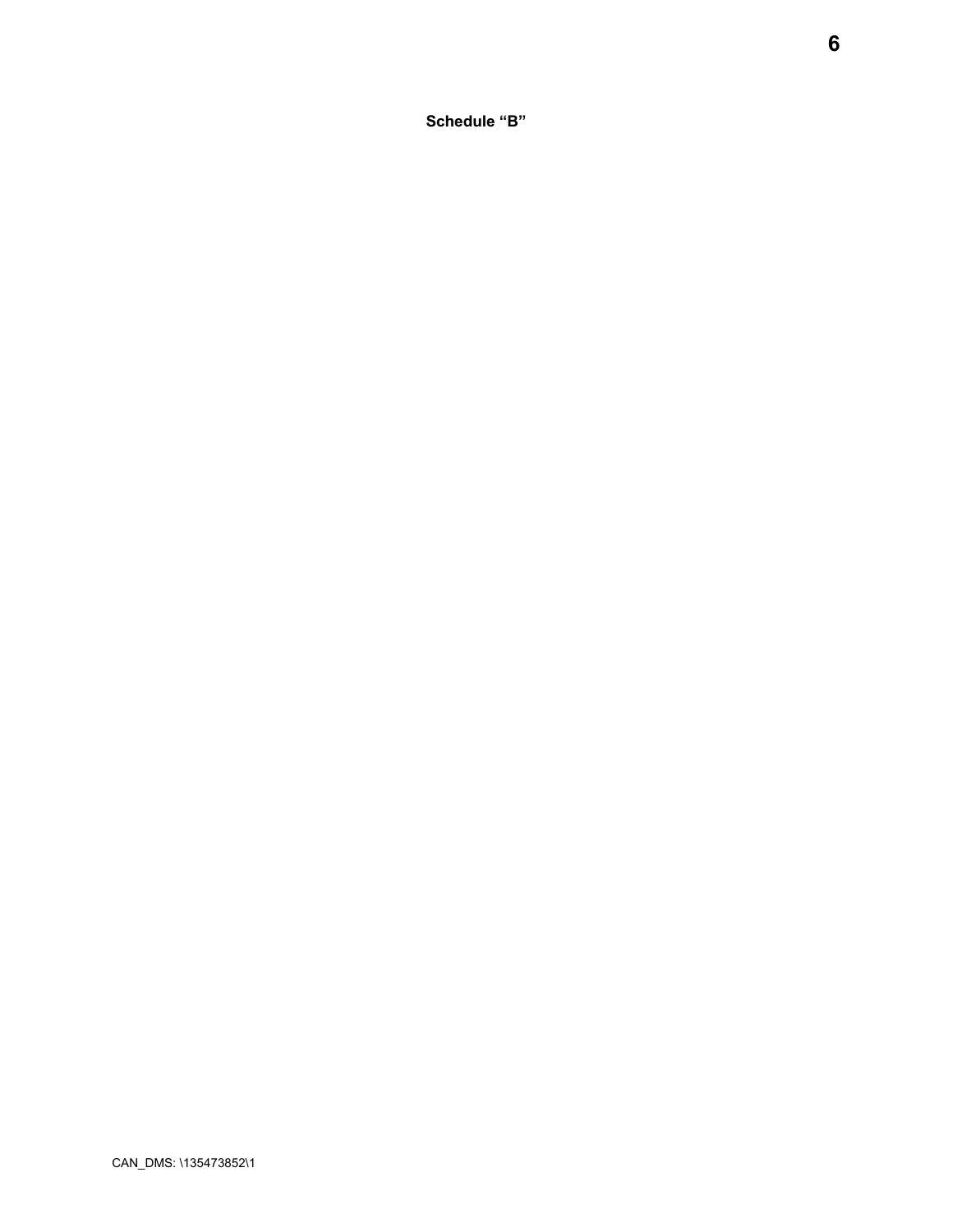**Schedule “B”**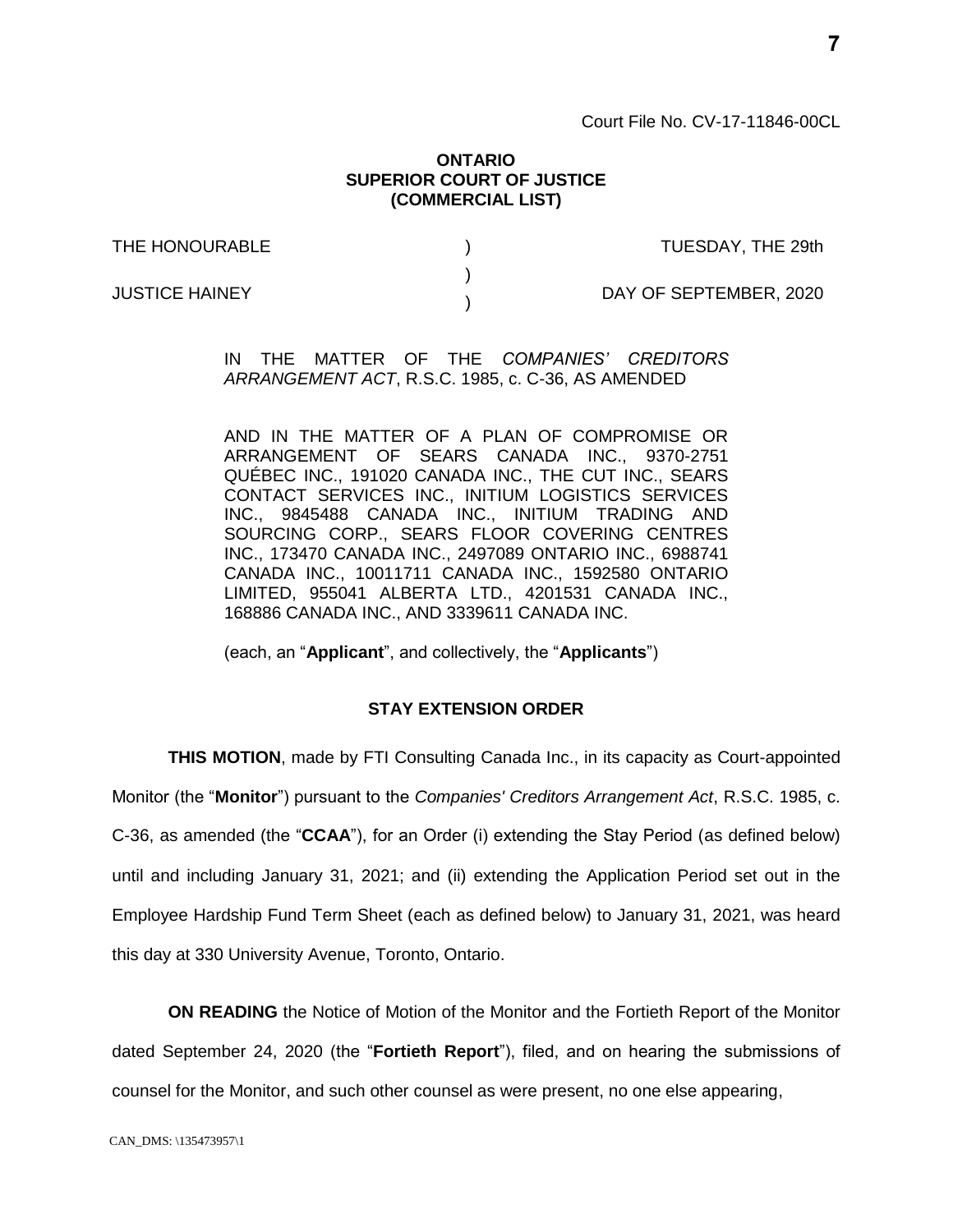Court File No. CV-17-11846-00CL

**ONTARIO**
**SUPERIOR COURT OF JUSTICE**
**(COMMERCIAL LIST)**

| | | |
|---|---|---|
| THE HONOURABLE | ) | TUESDAY, THE 29th |
| | ) | |
| JUSTICE HAINEY | ) | DAY OF SEPTEMBER, 2020 |

IN THE MATTER OF THE *COMPANIES' CREDITORS ARRANGEMENT ACT*, R.S.C. 1985, c. C-36, AS AMENDED

AND IN THE MATTER OF A PLAN OF COMPROMISE OR ARRANGEMENT OF SEARS CANADA INC., 9370-2751 QUÉBEC INC., 191020 CANADA INC., THE CUT INC., SEARS CONTACT SERVICES INC., INITIUM LOGISTICS SERVICES INC., 9845488 CANADA INC., INITIUM TRADING AND SOURCING CORP., SEARS FLOOR COVERING CENTRES INC., 173470 CANADA INC., 2497089 ONTARIO INC., 6988741 CANADA INC., 10011711 CANADA INC., 1592580 ONTARIO LIMITED, 955041 ALBERTA LTD., 4201531 CANADA INC., 168886 CANADA INC., AND 3339611 CANADA INC.

(each, an "**Applicant**", and collectively, the "**Applicants**")

**STAY EXTENSION ORDER**

**THIS MOTION**, made by FTI Consulting Canada Inc., in its capacity as Court-appointed Monitor (the "**Monitor**") pursuant to the *Companies' Creditors Arrangement Act*, R.S.C. 1985, c. C-36, as amended (the "**CCAA**"), for an Order (i) extending the Stay Period (as defined below) until and including January 31, 2021; and (ii) extending the Application Period set out in the Employee Hardship Fund Term Sheet (each as defined below) to January 31, 2021, was heard this day at 330 University Avenue, Toronto, Ontario.

**ON READING** the Notice of Motion of the Monitor and the Fortieth Report of the Monitor dated September 24, 2020 (the "**Fortieth Report**"), filed, and on hearing the submissions of counsel for the Monitor, and such other counsel as were present, no one else appearing,

CAN_DMS: \135473957\1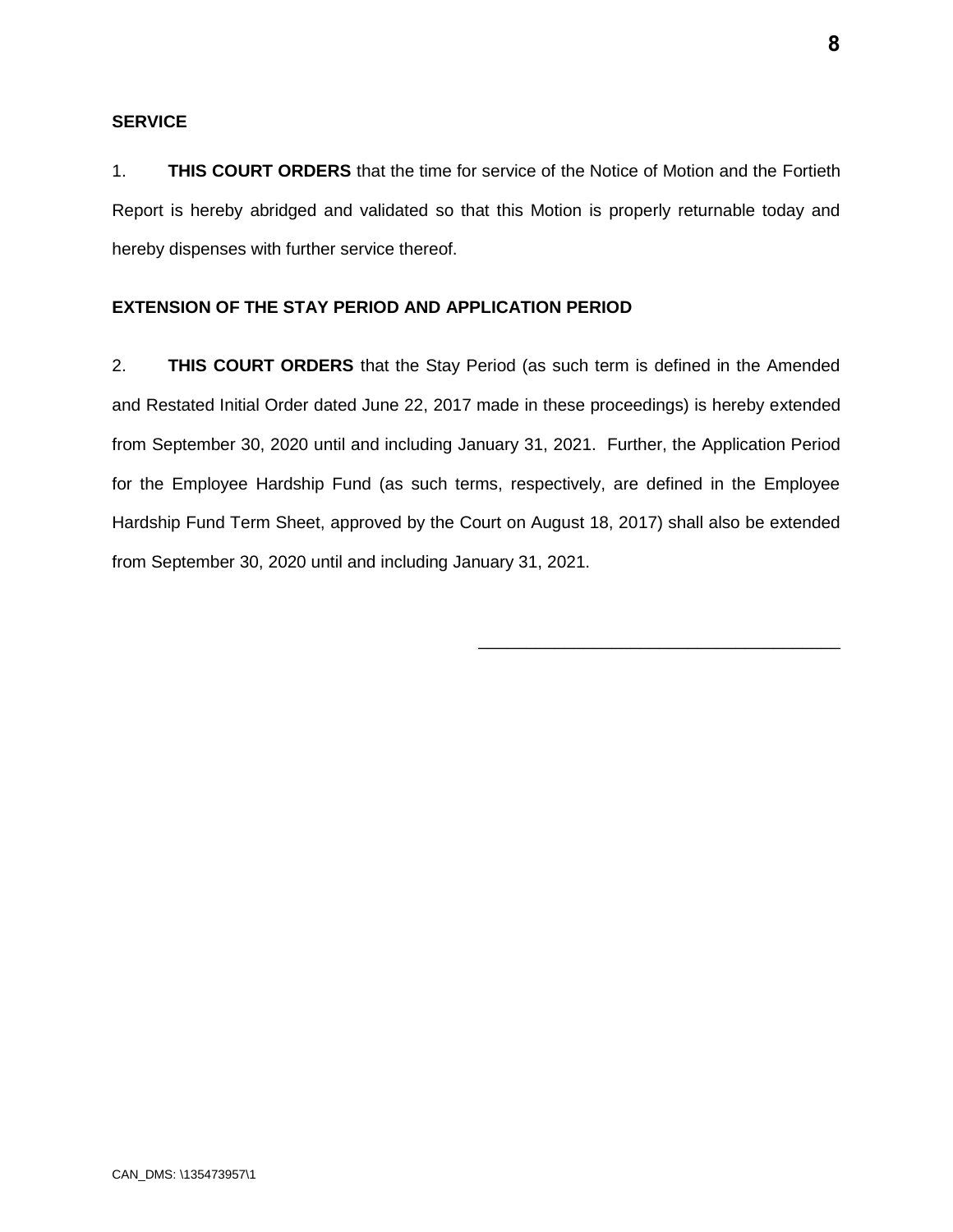**SERVICE**

1. **THIS COURT ORDERS** that the time for service of the Notice of Motion and the Fortieth Report is hereby abridged and validated so that this Motion is properly returnable today and hereby dispenses with further service thereof.

**EXTENSION OF THE STAY PERIOD AND APPLICATION PERIOD**

2. **THIS COURT ORDERS** that the Stay Period (as such term is defined in the Amended and Restated Initial Order dated June 22, 2017 made in these proceedings) is hereby extended from September 30, 2020 until and including January 31, 2021. Further, the Application Period for the Employee Hardship Fund (as such terms, respectively, are defined in the Employee Hardship Fund Term Sheet, approved by the Court on August 18, 2017) shall also be extended from September 30, 2020 until and including January 31, 2021.

\_\_\_\_\_\_\_\_\_\_\_\_\_\_\_\_\_\_\_\_\_\_\_\_\_\_\_\_\_\_\_\_\_\_\_\_

CAN_DMS: \135473957\1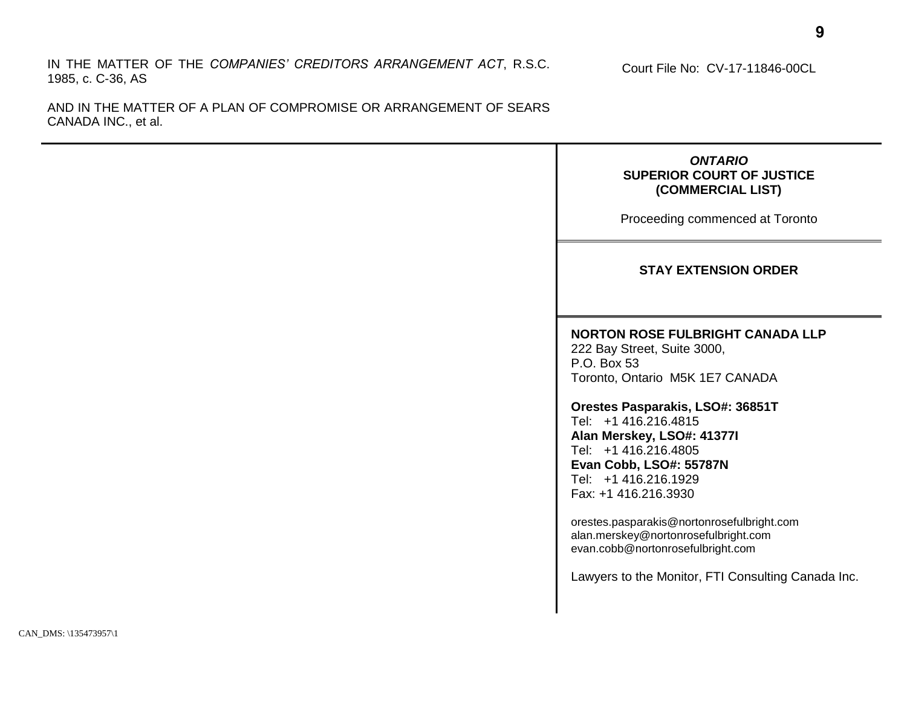IN THE MATTER OF THE *COMPANIES' CREDITORS ARRANGEMENT ACT*, R.S.C. 1985, c. C-36, AS

AND IN THE MATTER OF A PLAN OF COMPROMISE OR ARRANGEMENT OF SEARS CANADA INC., et al.

Court File No: CV-17-11846-00CL

***ONTARIO***
**SUPERIOR COURT OF JUSTICE**
**(COMMERCIAL LIST)**

Proceeding commenced at Toronto

**STAY EXTENSION ORDER**

**NORTON ROSE FULBRIGHT CANADA LLP**
222 Bay Street, Suite 3000,
P.O. Box 53
Toronto, Ontario M5K 1E7 CANADA

**Orestes Pasparakis, LSO#: 36851T**
Tel: +1 416.216.4815
**Alan Merskey, LSO#: 41377I**
Tel: +1 416.216.4805
**Evan Cobb, LSO#: 55787N**
Tel: +1 416.216.1929
Fax: +1 416.216.3930

orestes.pasparakis@nortonrosefulbright.com
alan.merskey@nortonrosefulbright.com
evan.cobb@nortonrosefulbright.com

Lawyers to the Monitor, FTI Consulting Canada Inc.

CAN_DMS: \135473957\1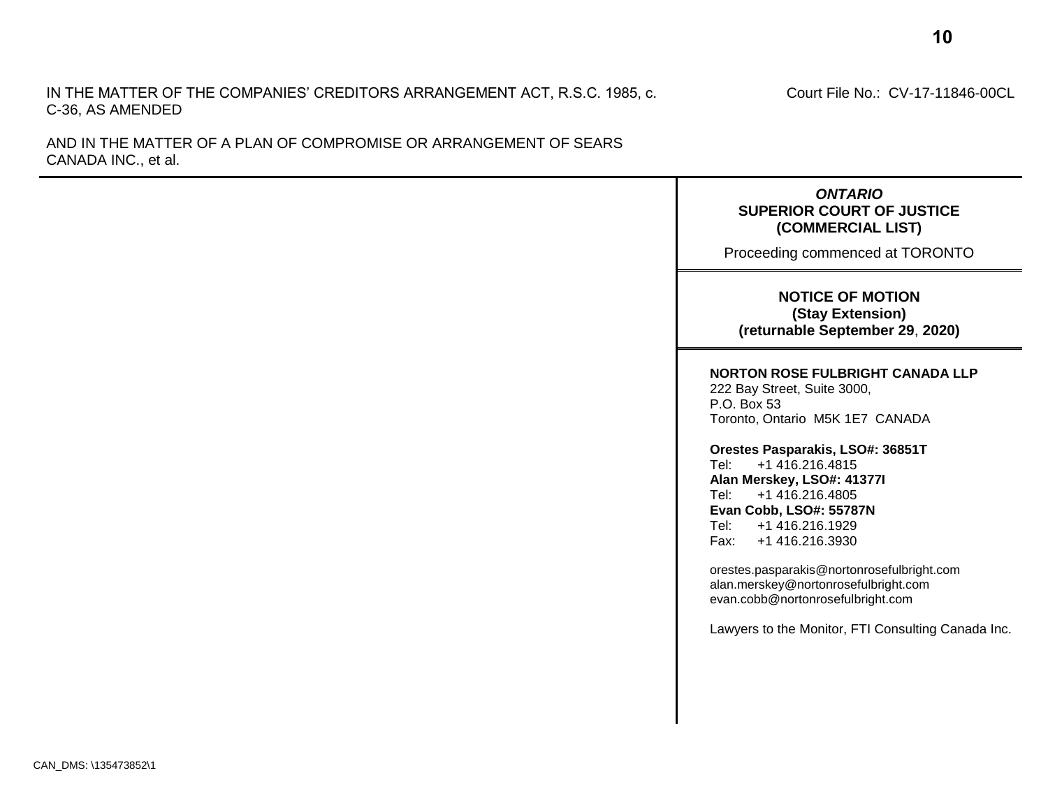IN THE MATTER OF THE COMPANIES' CREDITORS ARRANGEMENT ACT, R.S.C. 1985, c. C-36, AS AMENDED

Court File No.: CV-17-11846-00CL

AND IN THE MATTER OF A PLAN OF COMPROMISE OR ARRANGEMENT OF SEARS CANADA INC., et al.

***ONTARIO***
**SUPERIOR COURT OF JUSTICE**
**(COMMERCIAL LIST)**

Proceeding commenced at TORONTO

**NOTICE OF MOTION**
**(Stay Extension)**
**(returnable September 29, 2020)**

**NORTON ROSE FULBRIGHT CANADA LLP**
222 Bay Street, Suite 3000,
P.O. Box 53
Toronto, Ontario M5K 1E7 CANADA

**Orestes Pasparakis, LSO#: 36851T**
Tel: +1 416.216.4815
**Alan Merskey, LSO#: 41377I**
Tel: +1 416.216.4805
**Evan Cobb, LSO#: 55787N**
Tel: +1 416.216.1929
Fax: +1 416.216.3930

orestes.pasparakis@nortonrosefulbright.com
alan.merskey@nortonrosefulbright.com
evan.cobb@nortonrosefulbright.com

Lawyers to the Monitor, FTI Consulting Canada Inc.

CAN_DMS: \135473852\1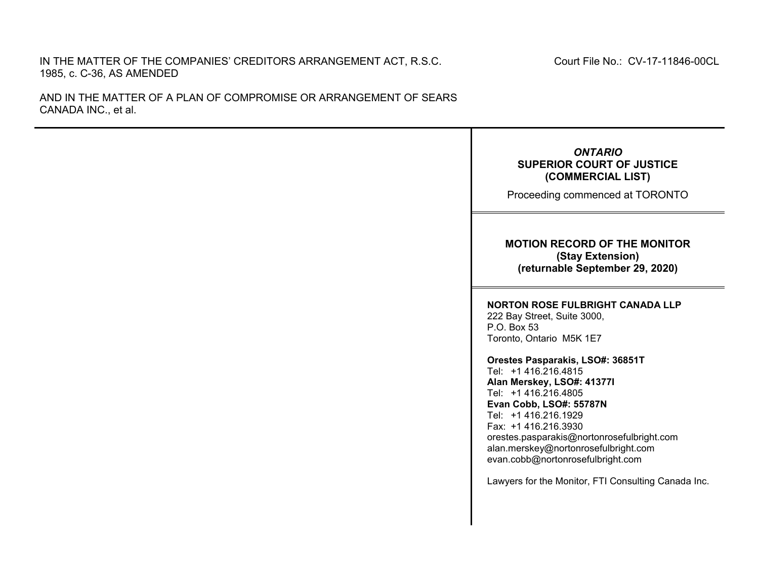IN THE MATTER OF THE COMPANIES' CREDITORS ARRANGEMENT ACT, R.S.C. 1985, c. C-36, AS AMENDED

AND IN THE MATTER OF A PLAN OF COMPROMISE OR ARRANGEMENT OF SEARS CANADA INC., et al.

Court File No.: CV-17-11846-00CL

***ONTARIO***
**SUPERIOR COURT OF JUSTICE**
**(COMMERCIAL LIST)**

Proceeding commenced at TORONTO

**MOTION RECORD OF THE MONITOR**
**(Stay Extension)**
**(returnable September 29, 2020)**

**NORTON ROSE FULBRIGHT CANADA LLP**
222 Bay Street, Suite 3000,
P.O. Box 53
Toronto, Ontario M5K 1E7

**Orestes Pasparakis, LSO#: 36851T**
Tel: +1 416.216.4815
**Alan Merskey, LSO#: 41377I**
Tel: +1 416.216.4805
**Evan Cobb, LSO#: 55787N**
Tel: +1 416.216.1929
Fax: +1 416.216.3930
orestes.pasparakis@nortonrosefulbright.com
alan.merskey@nortonrosefulbright.com
evan.cobb@nortonrosefulbright.com

Lawyers for the Monitor, FTI Consulting Canada Inc.